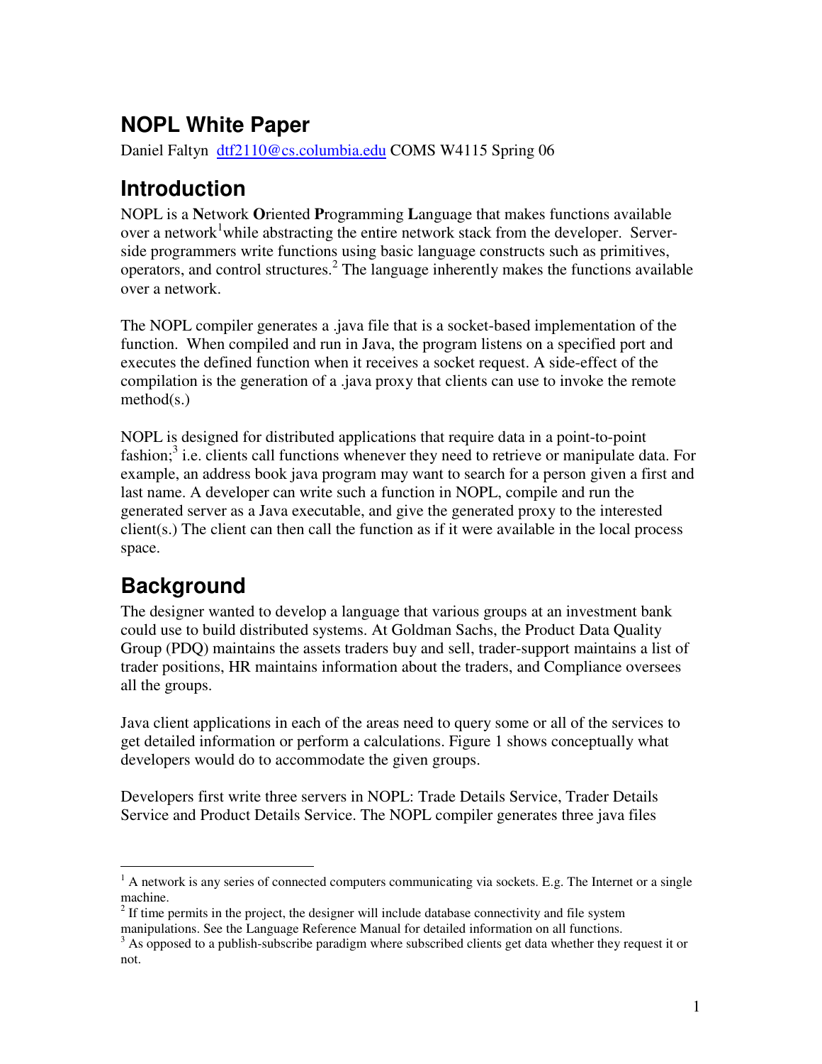# NOPL White Paper

Daniel Faltyn dtf2110@cs.columbia.edu COMS W4115 Spring 06

## Introduction

NOPL is a **N**etwork **O**riented **P**rogramming **L**anguage that makes functions available over a network[1]while abstracting the entire network stack from the developer. Server-side programmers write functions using basic language constructs such as primitives, operators, and control structures.[2] The language inherently makes the functions available over a network.

The NOPL compiler generates a .java file that is a socket-based implementation of the function. When compiled and run in Java, the program listens on a specified port and executes the defined function when it receives a socket request. A side-effect of the compilation is the generation of a .java proxy that clients can use to invoke the remote method(s.)

NOPL is designed for distributed applications that require data in a point-to-point fashion;[3] i.e. clients call functions whenever they need to retrieve or manipulate data. For example, an address book java program may want to search for a person given a first and last name. A developer can write such a function in NOPL, compile and run the generated server as a Java executable, and give the generated proxy to the interested client(s.) The client can then call the function as if it were available in the local process space.

## Background

The designer wanted to develop a language that various groups at an investment bank could use to build distributed systems. At Goldman Sachs, the Product Data Quality Group (PDQ) maintains the assets traders buy and sell, trader-support maintains a list of trader positions, HR maintains information about the traders, and Compliance oversees all the groups.

Java client applications in each of the areas need to query some or all of the services to get detailed information or perform a calculations. Figure 1 shows conceptually what developers would do to accommodate the given groups.

Developers first write three servers in NOPL: Trade Details Service, Trader Details Service and Product Details Service. The NOPL compiler generates three java files

---

[1] A network is any series of connected computers communicating via sockets. E.g. The Internet or a single machine.

[2] If time permits in the project, the designer will include database connectivity and file system manipulations. See the Language Reference Manual for detailed information on all functions.

[3] As opposed to a publish-subscribe paradigm where subscribed clients get data whether they request it or not.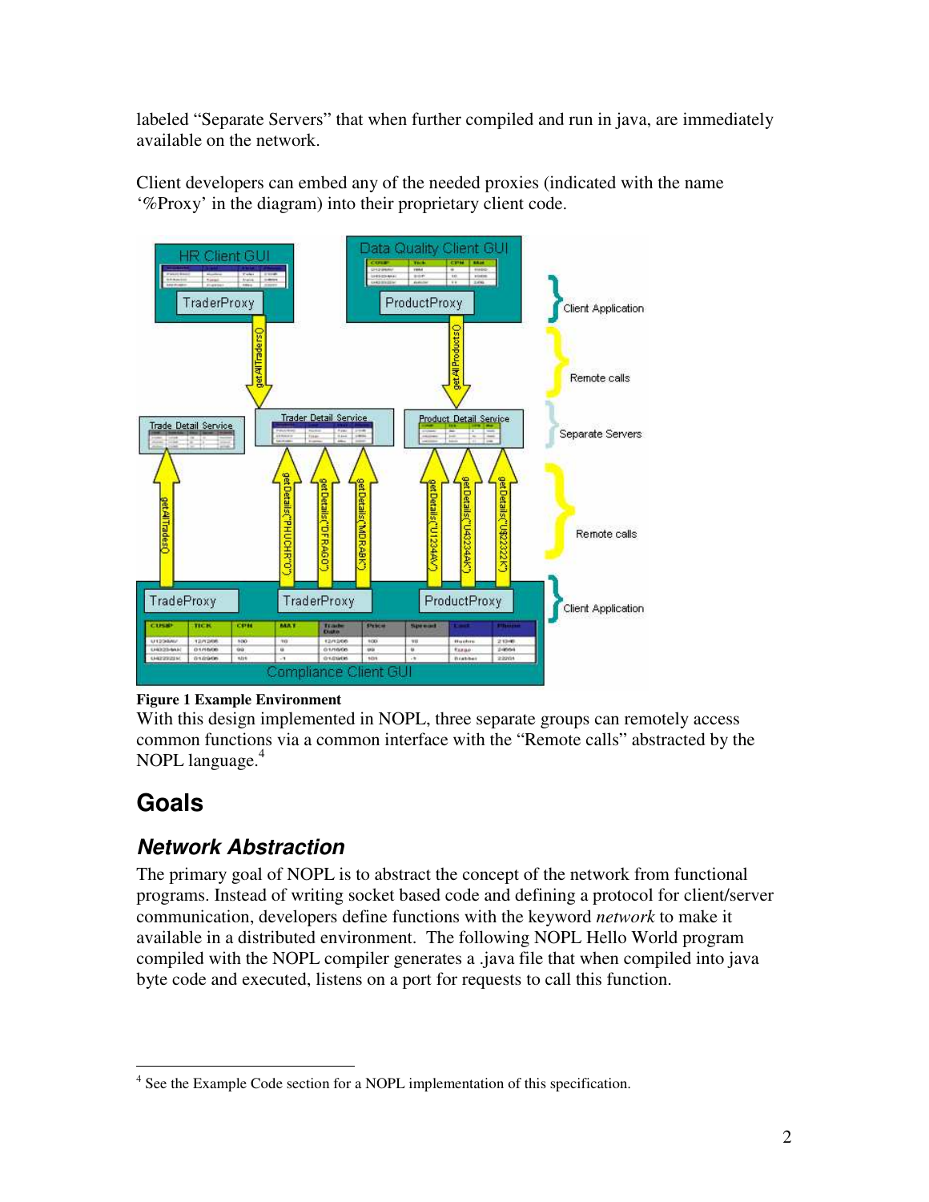labeled "Separate Servers" that when further compiled and run in java, are immediately available on the network.

Client developers can embed any of the needed proxies (indicated with the name '%Proxy' in the diagram) into their proprietary client code.

**Figure 1 Example Environment**

With this design implemented in NOPL, three separate groups can remotely access common functions via a common interface with the "Remote calls" abstracted by the NOPL language.[4]

# Goals

## *Network Abstraction*

The primary goal of NOPL is to abstract the concept of the network from functional programs. Instead of writing socket based code and defining a protocol for client/server communication, developers define functions with the keyword *network* to make it available in a distributed environment. The following NOPL Hello World program compiled with the NOPL compiler generates a .java file that when compiled into java byte code and executed, listens on a port for requests to call this function.

[4] See the Example Code section for a NOPL implementation of this specification.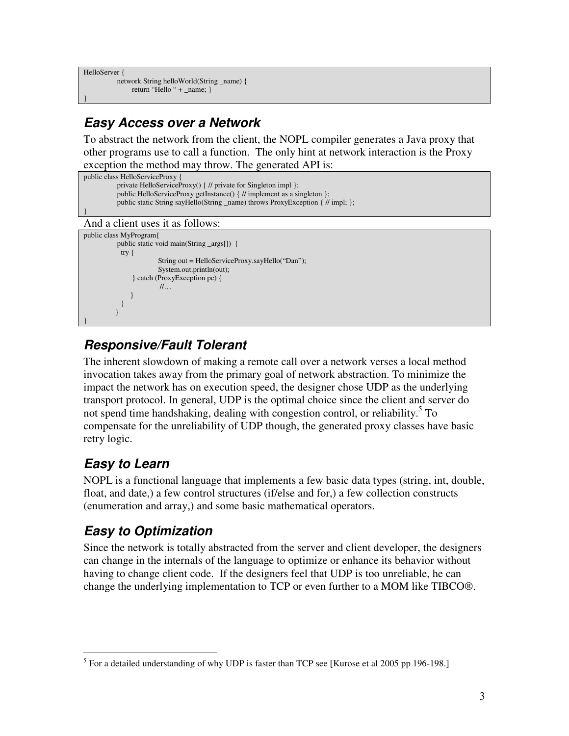```
HelloServer {
        network String helloWorld(String _name) {
            return "Hello " + _name; }
}
```

## *Easy Access over a Network*

To abstract the network from the client, the NOPL compiler generates a Java proxy that other programs use to call a function. The only hint at network interaction is the Proxy exception the method may throw. The generated API is:

```
public class HelloServiceProxy {
        private HelloServiceProxy() { // private for Singleton impl };
        public HelloServiceProxy getInstance() { // implement as a singleton };
        public static String sayHello(String _name) throws ProxyException { // impl; };
}
```

And a client uses it as follows:

```
public class MyProgram{
        public static void main(String _args[]) {
          try {
                String out = HelloServiceProxy.sayHello("Dan");
                System.out.println(out);
            } catch (ProxyException pe) {
                //…
            }
          }
        }
}
```

## *Responsive/Fault Tolerant*

The inherent slowdown of making a remote call over a network verses a local method invocation takes away from the primary goal of network abstraction. To minimize the impact the network has on execution speed, the designer chose UDP as the underlying transport protocol. In general, UDP is the optimal choice since the client and server do not spend time handshaking, dealing with congestion control, or reliability.[5] To compensate for the unreliability of UDP though, the generated proxy classes have basic retry logic.

## *Easy to Learn*

NOPL is a functional language that implements a few basic data types (string, int, double, float, and date,) a few control structures (if/else and for,) a few collection constructs (enumeration and array,) and some basic mathematical operators.

## *Easy to Optimization*

Since the network is totally abstracted from the server and client developer, the designers can change in the internals of the language to optimize or enhance its behavior without having to change client code. If the designers feel that UDP is too unreliable, he can change the underlying implementation to TCP or even further to a MOM like TIBCO®.

[5] For a detailed understanding of why UDP is faster than TCP see [Kurose et al 2005 pp 196-198.]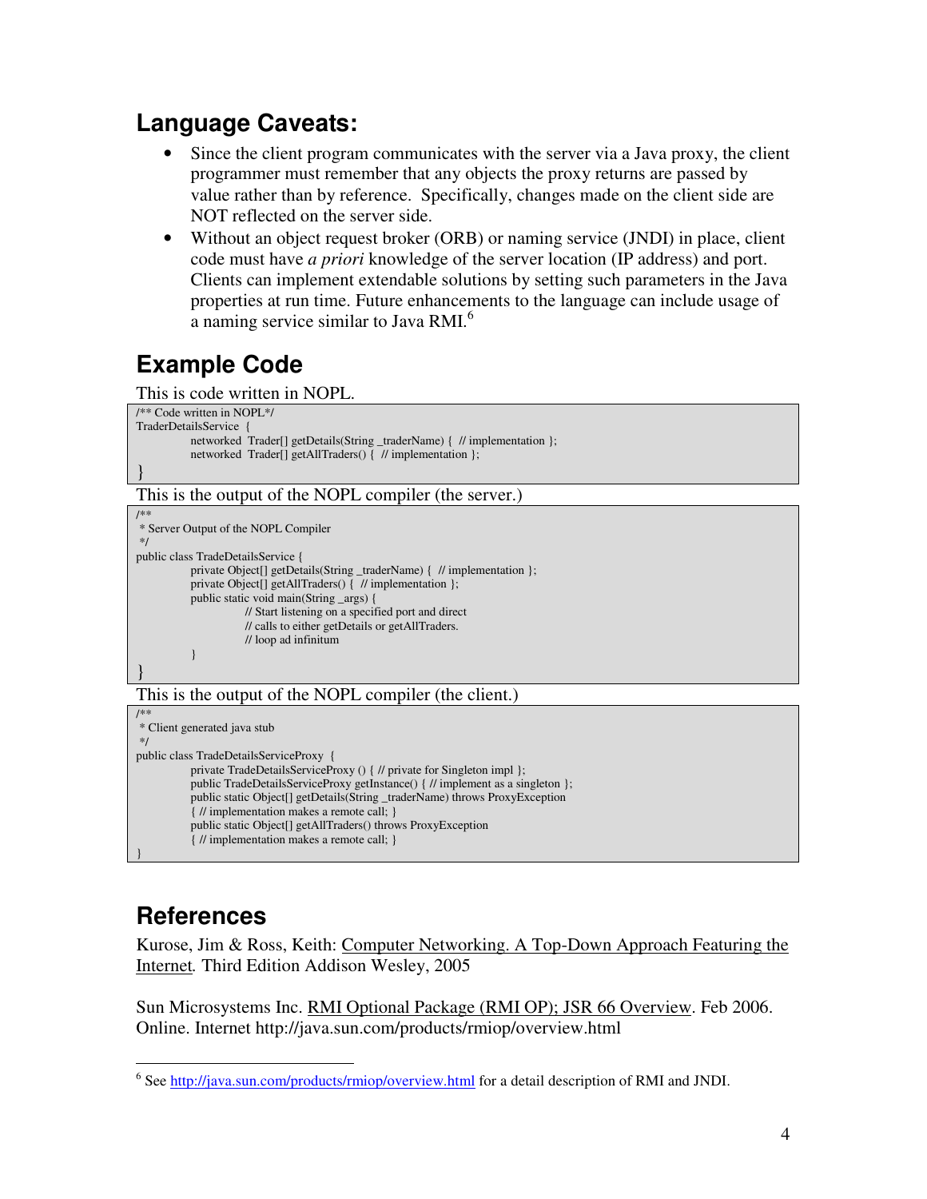## Language Caveats:

- Since the client program communicates with the server via a Java proxy, the client programmer must remember that any objects the proxy returns are passed by value rather than by reference. Specifically, changes made on the client side are NOT reflected on the server side.
- Without an object request broker (ORB) or naming service (JNDI) in place, client code must have *a priori* knowledge of the server location (IP address) and port. Clients can implement extendable solutions by setting such parameters in the Java properties at run time. Future enhancements to the language can include usage of a naming service similar to Java RMI.[6]

## Example Code

This is code written in NOPL.

```
/** Code written in NOPL*/
TraderDetailsService {
        networked  Trader[] getDetails(String _traderName) {  // implementation };
        networked  Trader[] getAllTraders() {  // implementation };
}
```

This is the output of the NOPL compiler (the server.)

```
/**
 * Server Output of the NOPL Compiler
 */
public class TradeDetailsService {
        private Object[] getDetails(String _traderName) {  // implementation };
        private Object[] getAllTraders() {  // implementation };
        public static void main(String _args) {
                // Start listening on a specified port and direct
                // calls to either getDetails or getAllTraders.
                // loop ad infinitum
        }
}
```

This is the output of the NOPL compiler (the client.)

```
/**
 * Client generated java stub
 */
public class TradeDetailsServiceProxy  {
        private TradeDetailsServiceProxy () { // private for Singleton impl };
        public TradeDetailsServiceProxy getInstance() { // implement as a singleton };
        public static Object[] getDetails(String _traderName) throws ProxyException
        { // implementation makes a remote call; }
        public static Object[] getAllTraders() throws ProxyException
        { // implementation makes a remote call; }
}
```

## References

Kurose, Jim & Ross, Keith: Computer Networking. A Top-Down Approach Featuring the Internet. Third Edition Addison Wesley, 2005

Sun Microsystems Inc. RMI Optional Package (RMI OP); JSR 66 Overview. Feb 2006. Online. Internet http://java.sun.com/products/rmiop/overview.html

---

[6] See http://java.sun.com/products/rmiop/overview.html for a detail description of RMI and JNDI.